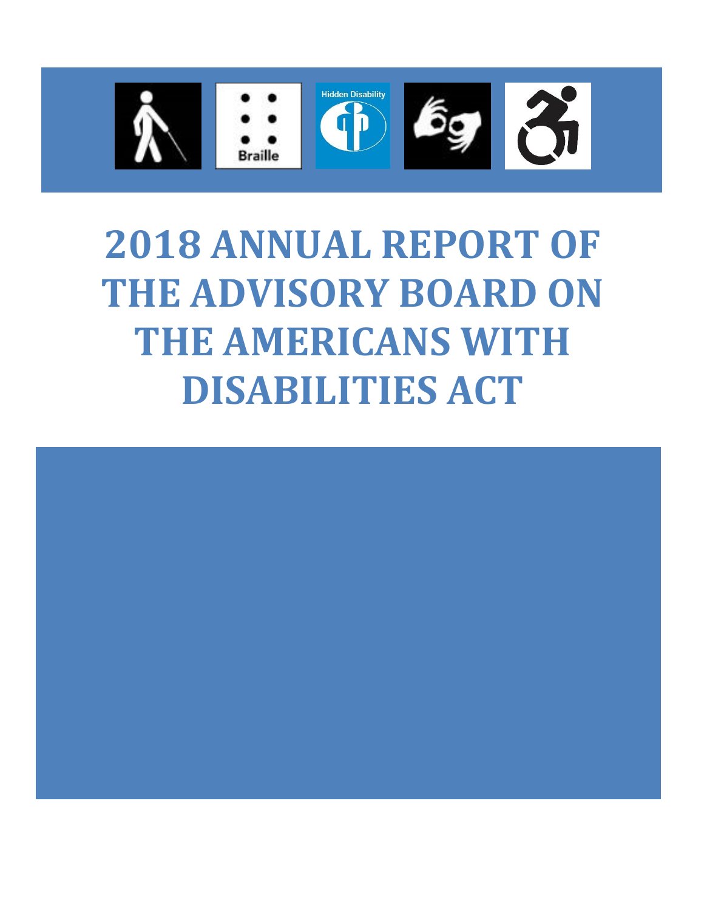# 2018 ANNUAL REPORT OF THE ADVISORY BOARD ON THE AMERICANS WITH DISABILITIES ACT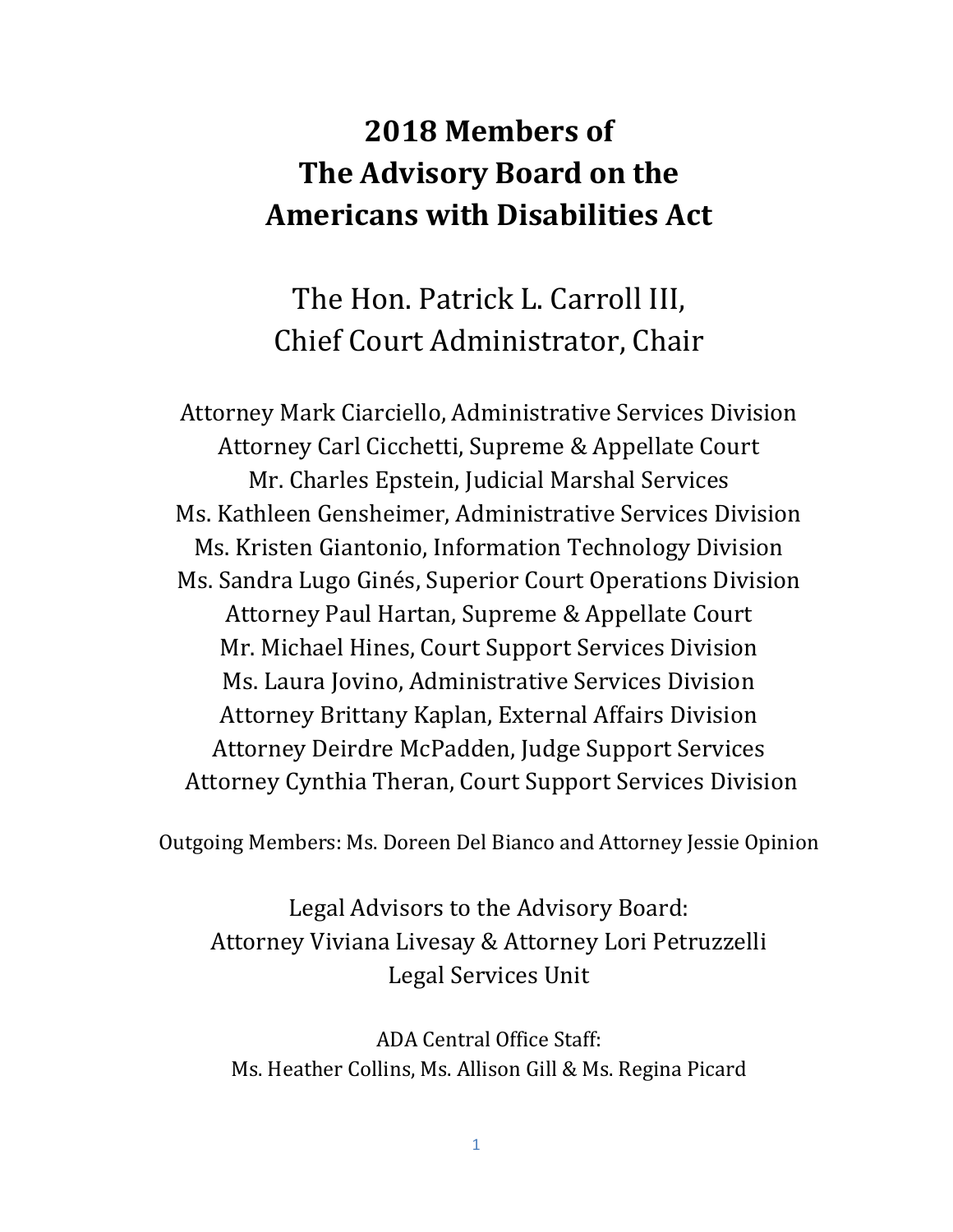# 2018 Members of The Advisory Board on the Americans with Disabilities Act

The Hon. Patrick L. Carroll III,
Chief Court Administrator, Chair

Attorney Mark Ciarciello, Administrative Services Division
Attorney Carl Cicchetti, Supreme & Appellate Court
Mr. Charles Epstein, Judicial Marshal Services
Ms. Kathleen Gensheimer, Administrative Services Division
Ms. Kristen Giantonio, Information Technology Division
Ms. Sandra Lugo Ginés, Superior Court Operations Division
Attorney Paul Hartan, Supreme & Appellate Court
Mr. Michael Hines, Court Support Services Division
Ms. Laura Jovino, Administrative Services Division
Attorney Brittany Kaplan, External Affairs Division
Attorney Deirdre McPadden, Judge Support Services
Attorney Cynthia Theran, Court Support Services Division

Outgoing Members: Ms. Doreen Del Bianco and Attorney Jessie Opinion

Legal Advisors to the Advisory Board:
Attorney Viviana Livesay & Attorney Lori Petruzzelli
Legal Services Unit

ADA Central Office Staff:
Ms. Heather Collins, Ms. Allison Gill & Ms. Regina Picard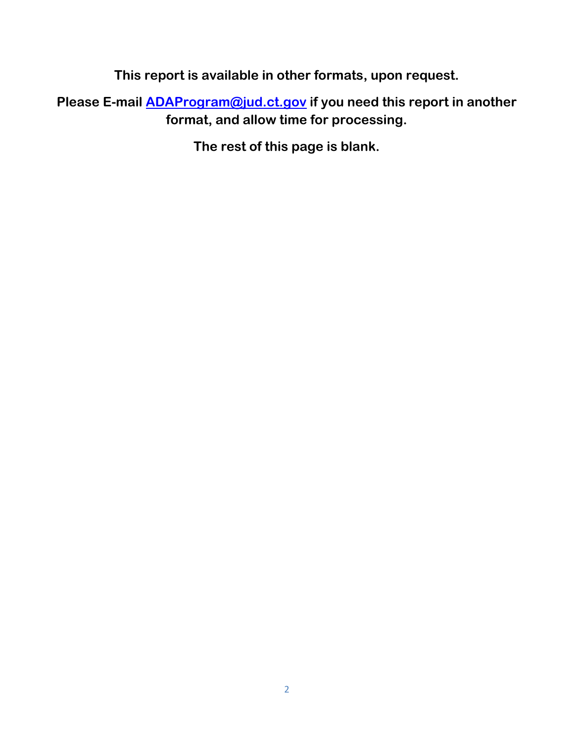**This report is available in other formats, upon request.**

**Please E-mail [ADAProgram@jud.ct.gov](mailto:ADAProgram@jud.ct.gov) if you need this report in another format, and allow time for processing.**

**The rest of this page is blank.**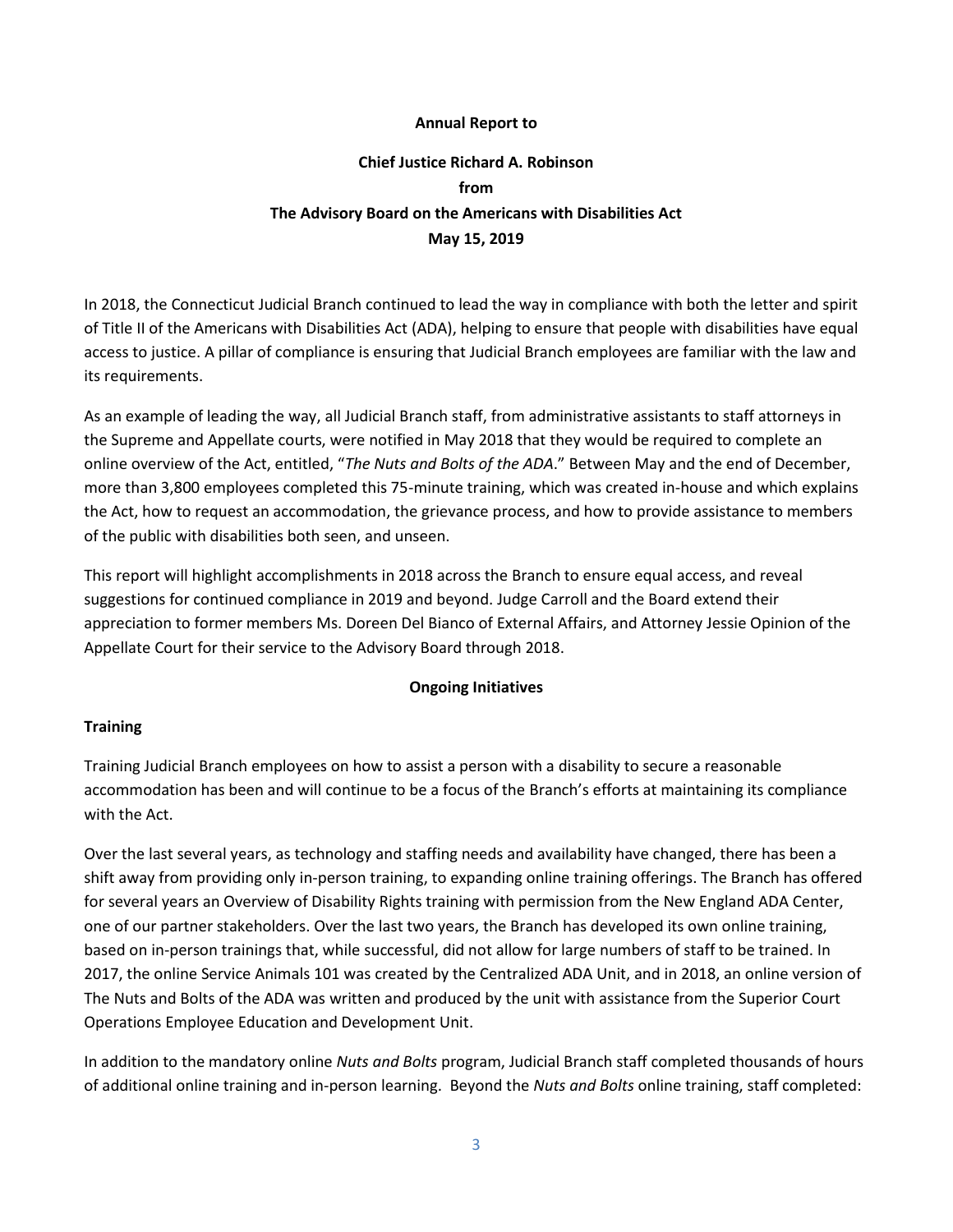**Annual Report to**

**Chief Justice Richard A. Robinson**
**from**
**The Advisory Board on the Americans with Disabilities Act**
**May 15, 2019**

In 2018, the Connecticut Judicial Branch continued to lead the way in compliance with both the letter and spirit of Title II of the Americans with Disabilities Act (ADA), helping to ensure that people with disabilities have equal access to justice. A pillar of compliance is ensuring that Judicial Branch employees are familiar with the law and its requirements.

As an example of leading the way, all Judicial Branch staff, from administrative assistants to staff attorneys in the Supreme and Appellate courts, were notified in May 2018 that they would be required to complete an online overview of the Act, entitled, "*The Nuts and Bolts of the ADA*." Between May and the end of December, more than 3,800 employees completed this 75-minute training, which was created in-house and which explains the Act, how to request an accommodation, the grievance process, and how to provide assistance to members of the public with disabilities both seen, and unseen.

This report will highlight accomplishments in 2018 across the Branch to ensure equal access, and reveal suggestions for continued compliance in 2019 and beyond. Judge Carroll and the Board extend their appreciation to former members Ms. Doreen Del Bianco of External Affairs, and Attorney Jessie Opinion of the Appellate Court for their service to the Advisory Board through 2018.

## Ongoing Initiatives

### Training

Training Judicial Branch employees on how to assist a person with a disability to secure a reasonable accommodation has been and will continue to be a focus of the Branch's efforts at maintaining its compliance with the Act.

Over the last several years, as technology and staffing needs and availability have changed, there has been a shift away from providing only in-person training, to expanding online training offerings. The Branch has offered for several years an Overview of Disability Rights training with permission from the New England ADA Center, one of our partner stakeholders. Over the last two years, the Branch has developed its own online training, based on in-person trainings that, while successful, did not allow for large numbers of staff to be trained. In 2017, the online Service Animals 101 was created by the Centralized ADA Unit, and in 2018, an online version of The Nuts and Bolts of the ADA was written and produced by the unit with assistance from the Superior Court Operations Employee Education and Development Unit.

In addition to the mandatory online *Nuts and Bolts* program, Judicial Branch staff completed thousands of hours of additional online training and in-person learning. Beyond the *Nuts and Bolts* online training, staff completed: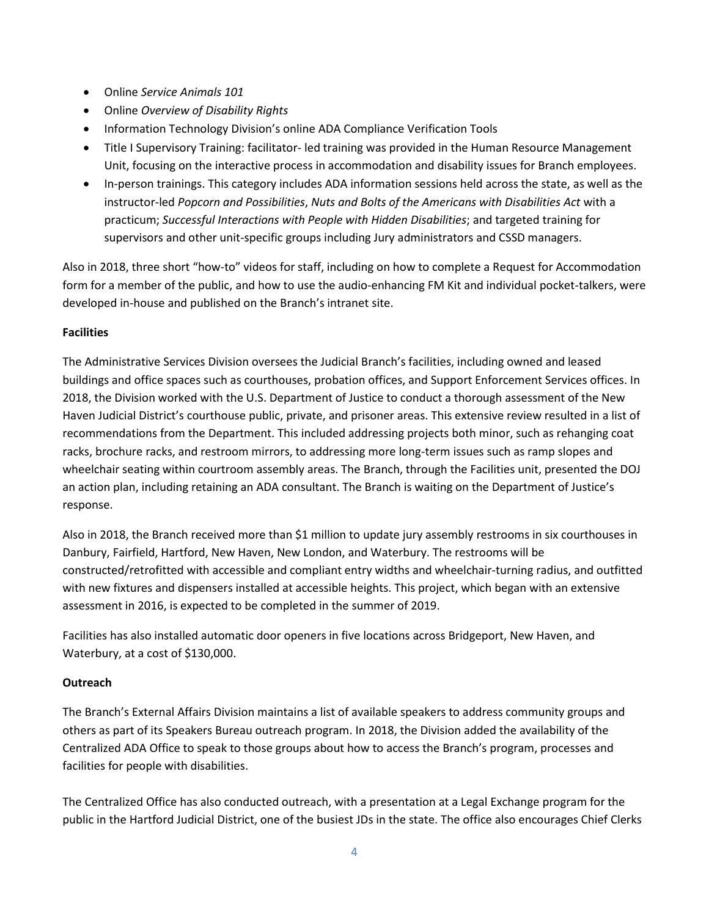- Online *Service Animals 101*
- Online *Overview of Disability Rights*
- Information Technology Division's online ADA Compliance Verification Tools
- Title I Supervisory Training: facilitator- led training was provided in the Human Resource Management Unit, focusing on the interactive process in accommodation and disability issues for Branch employees.
- In-person trainings. This category includes ADA information sessions held across the state, as well as the instructor-led *Popcorn and Possibilities*, *Nuts and Bolts of the Americans with Disabilities Act* with a practicum; *Successful Interactions with People with Hidden Disabilities*; and targeted training for supervisors and other unit-specific groups including Jury administrators and CSSD managers.

Also in 2018, three short "how-to" videos for staff, including on how to complete a Request for Accommodation form for a member of the public, and how to use the audio-enhancing FM Kit and individual pocket-talkers, were developed in-house and published on the Branch's intranet site.

**Facilities**

The Administrative Services Division oversees the Judicial Branch's facilities, including owned and leased buildings and office spaces such as courthouses, probation offices, and Support Enforcement Services offices. In 2018, the Division worked with the U.S. Department of Justice to conduct a thorough assessment of the New Haven Judicial District's courthouse public, private, and prisoner areas. This extensive review resulted in a list of recommendations from the Department. This included addressing projects both minor, such as rehanging coat racks, brochure racks, and restroom mirrors, to addressing more long-term issues such as ramp slopes and wheelchair seating within courtroom assembly areas. The Branch, through the Facilities unit, presented the DOJ an action plan, including retaining an ADA consultant. The Branch is waiting on the Department of Justice's response.

Also in 2018, the Branch received more than $1 million to update jury assembly restrooms in six courthouses in Danbury, Fairfield, Hartford, New Haven, New London, and Waterbury. The restrooms will be constructed/retrofitted with accessible and compliant entry widths and wheelchair-turning radius, and outfitted with new fixtures and dispensers installed at accessible heights. This project, which began with an extensive assessment in 2016, is expected to be completed in the summer of 2019.

Facilities has also installed automatic door openers in five locations across Bridgeport, New Haven, and Waterbury, at a cost of $130,000.

**Outreach**

The Branch's External Affairs Division maintains a list of available speakers to address community groups and others as part of its Speakers Bureau outreach program. In 2018, the Division added the availability of the Centralized ADA Office to speak to those groups about how to access the Branch's program, processes and facilities for people with disabilities.

The Centralized Office has also conducted outreach, with a presentation at a Legal Exchange program for the public in the Hartford Judicial District, one of the busiest JDs in the state. The office also encourages Chief Clerks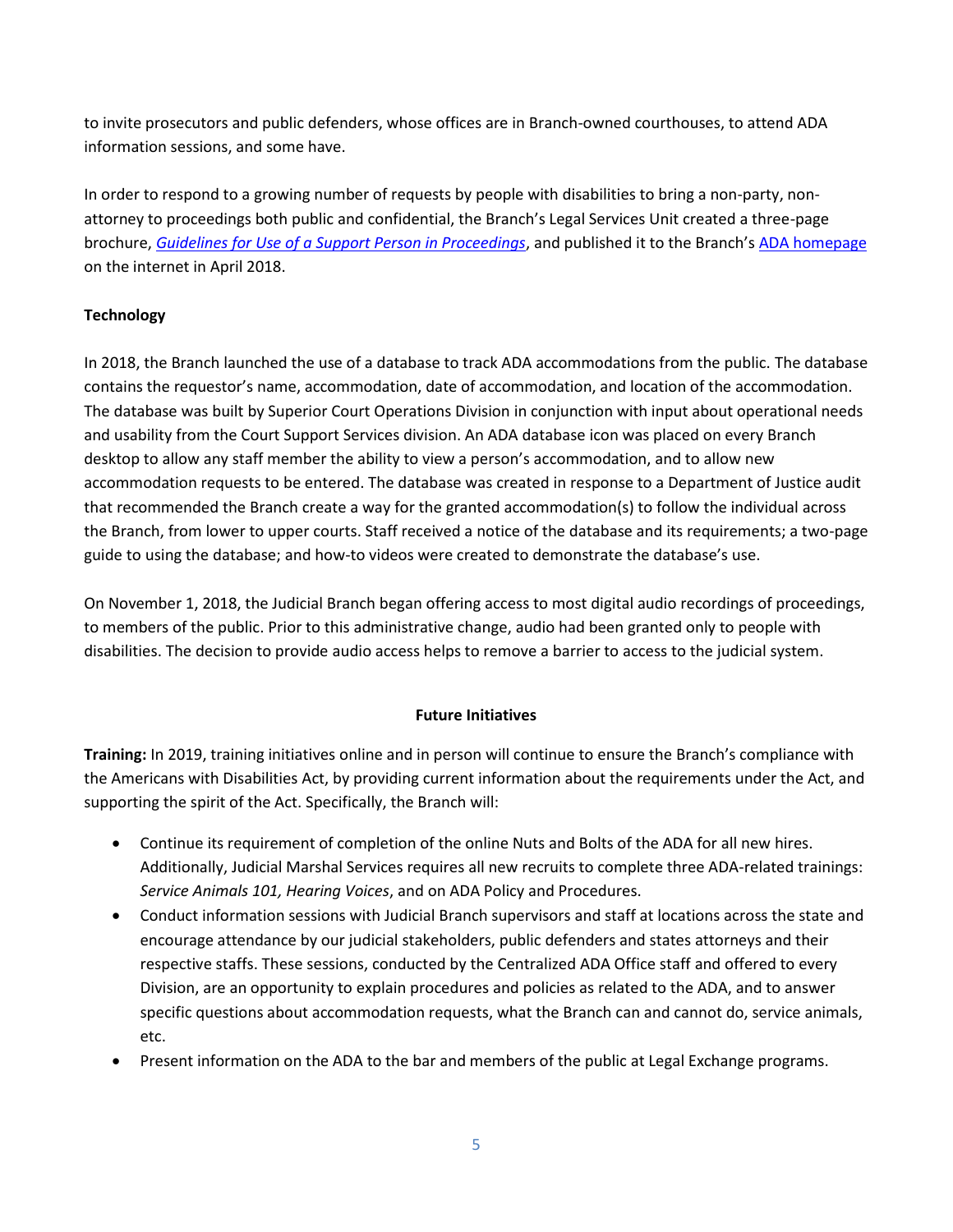to invite prosecutors and public defenders, whose offices are in Branch-owned courthouses, to attend ADA information sessions, and some have.

In order to respond to a growing number of requests by people with disabilities to bring a non-party, non-attorney to proceedings both public and confidential, the Branch's Legal Services Unit created a three-page brochure, *Guidelines for Use of a Support Person in Proceedings*, and published it to the Branch's ADA homepage on the internet in April 2018.

**Technology**

In 2018, the Branch launched the use of a database to track ADA accommodations from the public. The database contains the requestor's name, accommodation, date of accommodation, and location of the accommodation. The database was built by Superior Court Operations Division in conjunction with input about operational needs and usability from the Court Support Services division. An ADA database icon was placed on every Branch desktop to allow any staff member the ability to view a person's accommodation, and to allow new accommodation requests to be entered. The database was created in response to a Department of Justice audit that recommended the Branch create a way for the granted accommodation(s) to follow the individual across the Branch, from lower to upper courts. Staff received a notice of the database and its requirements; a two-page guide to using the database; and how-to videos were created to demonstrate the database's use.

On November 1, 2018, the Judicial Branch began offering access to most digital audio recordings of proceedings, to members of the public. Prior to this administrative change, audio had been granted only to people with disabilities. The decision to provide audio access helps to remove a barrier to access to the judicial system.

## Future Initiatives

**Training:** In 2019, training initiatives online and in person will continue to ensure the Branch's compliance with the Americans with Disabilities Act, by providing current information about the requirements under the Act, and supporting the spirit of the Act. Specifically, the Branch will:

- Continue its requirement of completion of the online Nuts and Bolts of the ADA for all new hires. Additionally, Judicial Marshal Services requires all new recruits to complete three ADA-related trainings: *Service Animals 101, Hearing Voices*, and on ADA Policy and Procedures.
- Conduct information sessions with Judicial Branch supervisors and staff at locations across the state and encourage attendance by our judicial stakeholders, public defenders and states attorneys and their respective staffs. These sessions, conducted by the Centralized ADA Office staff and offered to every Division, are an opportunity to explain procedures and policies as related to the ADA, and to answer specific questions about accommodation requests, what the Branch can and cannot do, service animals, etc.
- Present information on the ADA to the bar and members of the public at Legal Exchange programs.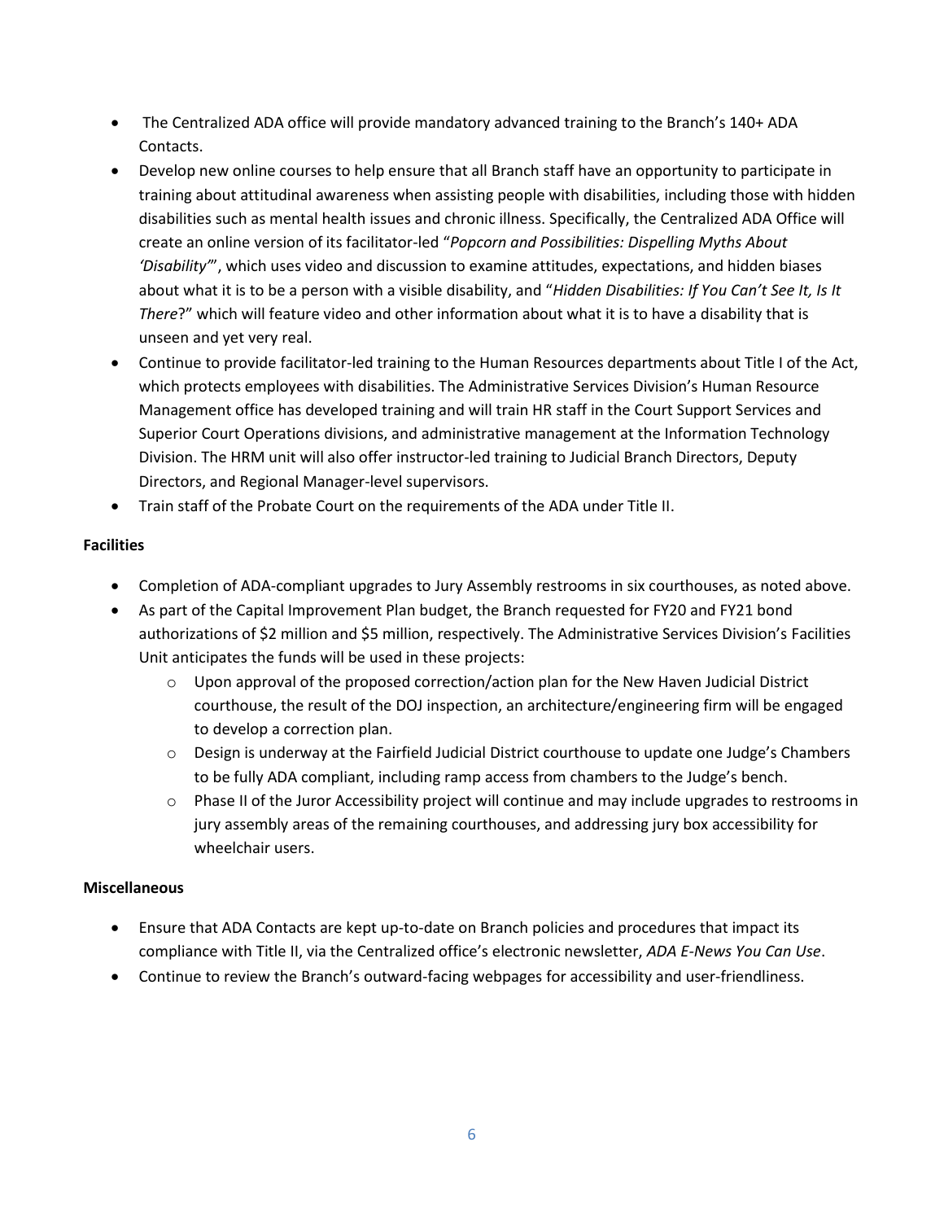- The Centralized ADA office will provide mandatory advanced training to the Branch's 140+ ADA Contacts.
- Develop new online courses to help ensure that all Branch staff have an opportunity to participate in training about attitudinal awareness when assisting people with disabilities, including those with hidden disabilities such as mental health issues and chronic illness. Specifically, the Centralized ADA Office will create an online version of its facilitator-led "*Popcorn and Possibilities: Dispelling Myths About 'Disability'*", which uses video and discussion to examine attitudes, expectations, and hidden biases about what it is to be a person with a visible disability, and "*Hidden Disabilities: If You Can't See It, Is It There*?" which will feature video and other information about what it is to have a disability that is unseen and yet very real.
- Continue to provide facilitator-led training to the Human Resources departments about Title I of the Act, which protects employees with disabilities. The Administrative Services Division's Human Resource Management office has developed training and will train HR staff in the Court Support Services and Superior Court Operations divisions, and administrative management at the Information Technology Division. The HRM unit will also offer instructor-led training to Judicial Branch Directors, Deputy Directors, and Regional Manager-level supervisors.
- Train staff of the Probate Court on the requirements of the ADA under Title II.

**Facilities**

- Completion of ADA-compliant upgrades to Jury Assembly restrooms in six courthouses, as noted above.
- As part of the Capital Improvement Plan budget, the Branch requested for FY20 and FY21 bond authorizations of $2 million and $5 million, respectively. The Administrative Services Division's Facilities Unit anticipates the funds will be used in these projects:
    - Upon approval of the proposed correction/action plan for the New Haven Judicial District courthouse, the result of the DOJ inspection, an architecture/engineering firm will be engaged to develop a correction plan.
    - Design is underway at the Fairfield Judicial District courthouse to update one Judge's Chambers to be fully ADA compliant, including ramp access from chambers to the Judge's bench.
    - Phase II of the Juror Accessibility project will continue and may include upgrades to restrooms in jury assembly areas of the remaining courthouses, and addressing jury box accessibility for wheelchair users.

**Miscellaneous**

- Ensure that ADA Contacts are kept up-to-date on Branch policies and procedures that impact its compliance with Title II, via the Centralized office's electronic newsletter, *ADA E-News You Can Use*.
- Continue to review the Branch's outward-facing webpages for accessibility and user-friendliness.